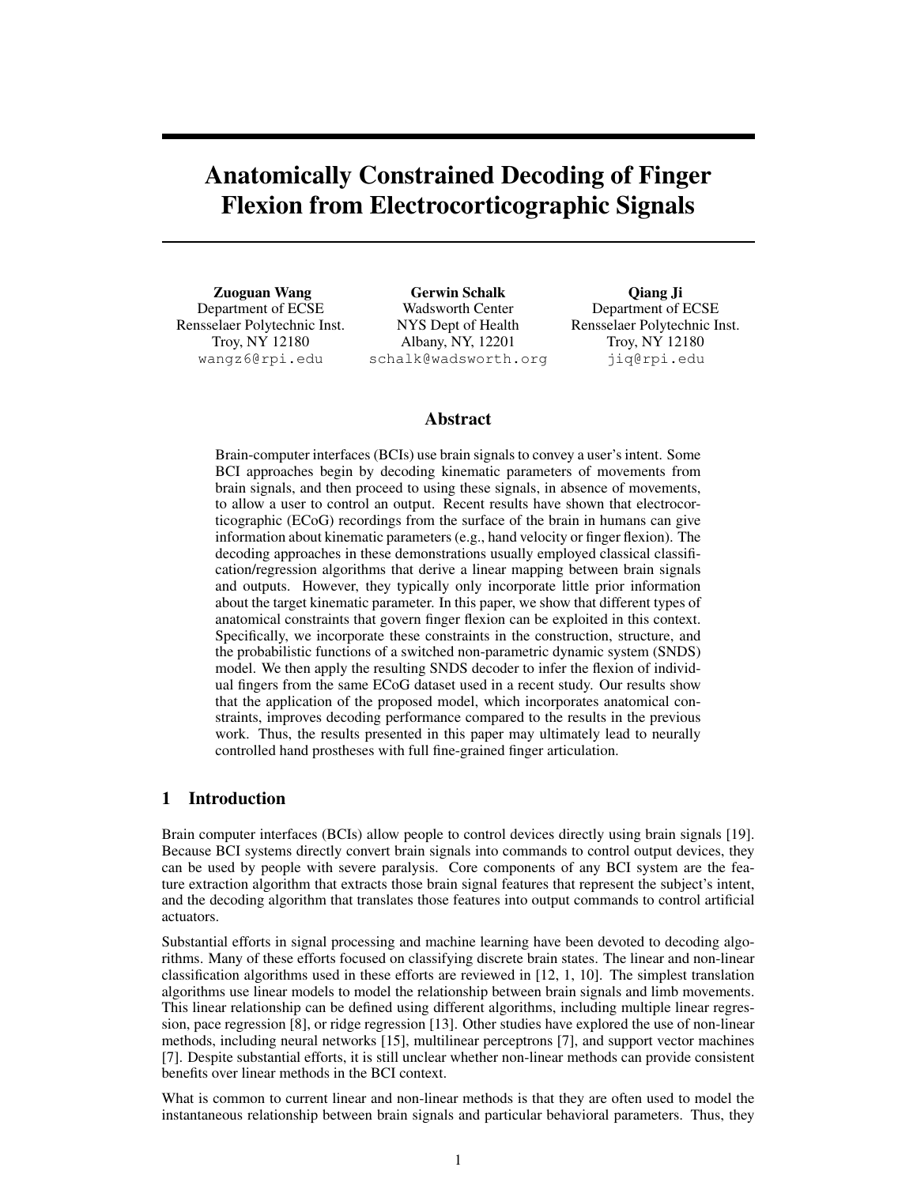# Anatomically Constrained Decoding of Finger Flexion from Electrocorticographic Signals

**Zuoguan Wang**
Department of ECSE
Rensselaer Polytechnic Inst.
Troy, NY 12180
wangz6@rpi.edu

**Gerwin Schalk**
Wadsworth Center
NYS Dept of Health
Albany, NY, 12201
schalk@wadsworth.org

**Qiang Ji**
Department of ECSE
Rensselaer Polytechnic Inst.
Troy, NY 12180
jiq@rpi.edu

## Abstract

Brain-computer interfaces (BCIs) use brain signals to convey a user's intent. Some BCI approaches begin by decoding kinematic parameters of movements from brain signals, and then proceed to using these signals, in absence of movements, to allow a user to control an output. Recent results have shown that electrocorticographic (ECoG) recordings from the surface of the brain in humans can give information about kinematic parameters (e.g., hand velocity or finger flexion). The decoding approaches in these demonstrations usually employed classical classification/regression algorithms that derive a linear mapping between brain signals and outputs. However, they typically only incorporate little prior information about the target kinematic parameter. In this paper, we show that different types of anatomical constraints that govern finger flexion can be exploited in this context. Specifically, we incorporate these constraints in the construction, structure, and the probabilistic functions of a switched non-parametric dynamic system (SNDS) model. We then apply the resulting SNDS decoder to infer the flexion of individual fingers from the same ECoG dataset used in a recent study. Our results show that the application of the proposed model, which incorporates anatomical constraints, improves decoding performance compared to the results in the previous work. Thus, the results presented in this paper may ultimately lead to neurally controlled hand prostheses with full fine-grained finger articulation.

## 1 Introduction

Brain computer interfaces (BCIs) allow people to control devices directly using brain signals [19]. Because BCI systems directly convert brain signals into commands to control output devices, they can be used by people with severe paralysis. Core components of any BCI system are the feature extraction algorithm that extracts those brain signal features that represent the subject's intent, and the decoding algorithm that translates those features into output commands to control artificial actuators.

Substantial efforts in signal processing and machine learning have been devoted to decoding algorithms. Many of these efforts focused on classifying discrete brain states. The linear and non-linear classification algorithms used in these efforts are reviewed in [12, 1, 10]. The simplest translation algorithms use linear models to model the relationship between brain signals and limb movements. This linear relationship can be defined using different algorithms, including multiple linear regression, pace regression [8], or ridge regression [13]. Other studies have explored the use of non-linear methods, including neural networks [15], multilinear perceptrons [7], and support vector machines [7]. Despite substantial efforts, it is still unclear whether non-linear methods can provide consistent benefits over linear methods in the BCI context.

What is common to current linear and non-linear methods is that they are often used to model the instantaneous relationship between brain signals and particular behavioral parameters. Thus, they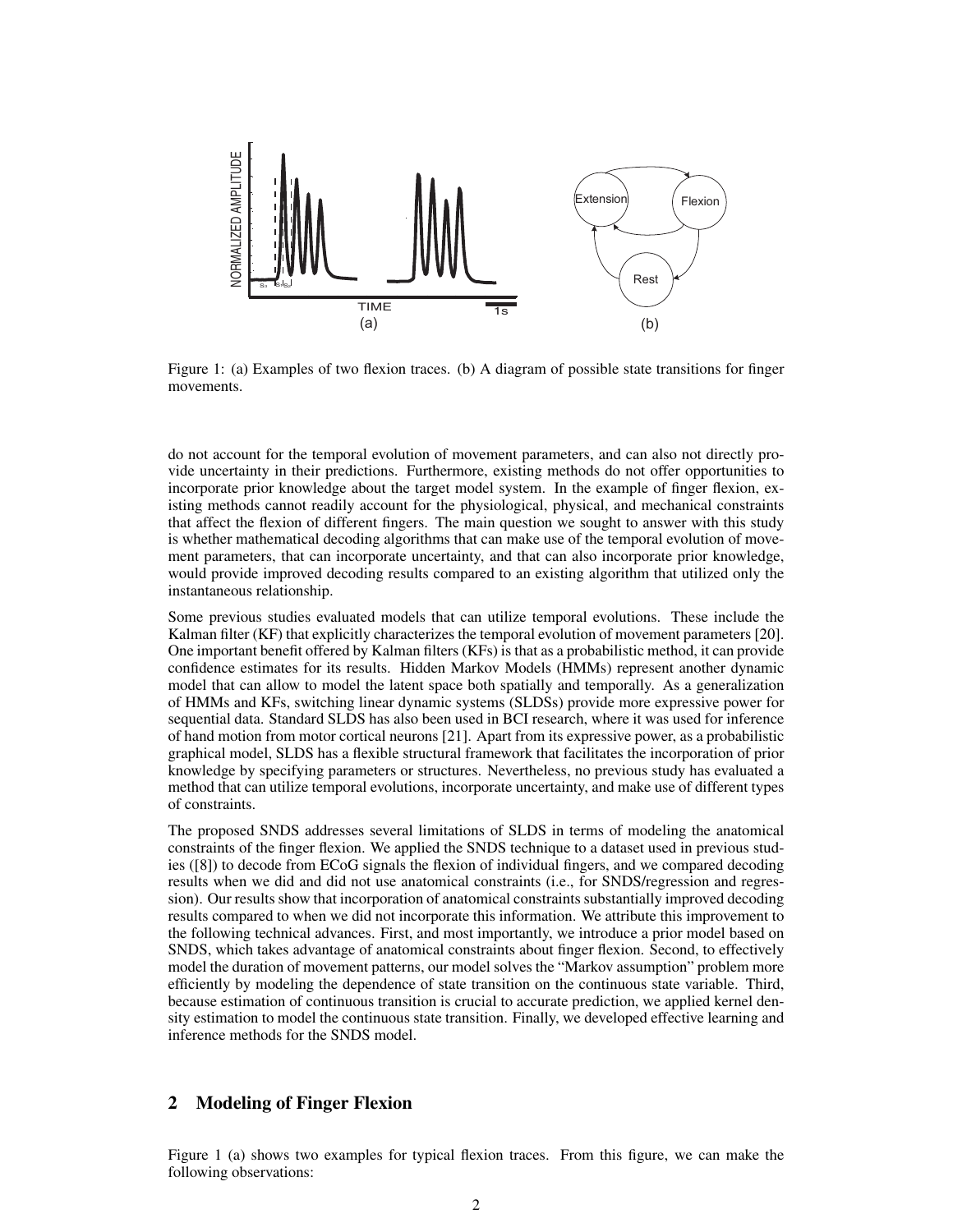Figure 1: (a) Examples of two flexion traces. (b) A diagram of possible state transitions for finger movements.

do not account for the temporal evolution of movement parameters, and can also not directly provide uncertainty in their predictions. Furthermore, existing methods do not offer opportunities to incorporate prior knowledge about the target model system. In the example of finger flexion, existing methods cannot readily account for the physiological, physical, and mechanical constraints that affect the flexion of different fingers. The main question we sought to answer with this study is whether mathematical decoding algorithms that can make use of the temporal evolution of movement parameters, that can incorporate uncertainty, and that can also incorporate prior knowledge, would provide improved decoding results compared to an existing algorithm that utilized only the instantaneous relationship.

Some previous studies evaluated models that can utilize temporal evolutions. These include the Kalman filter (KF) that explicitly characterizes the temporal evolution of movement parameters [20]. One important benefit offered by Kalman filters (KFs) is that as a probabilistic method, it can provide confidence estimates for its results. Hidden Markov Models (HMMs) represent another dynamic model that can allow to model the latent space both spatially and temporally. As a generalization of HMMs and KFs, switching linear dynamic systems (SLDSs) provide more expressive power for sequential data. Standard SLDS has also been used in BCI research, where it was used for inference of hand motion from motor cortical neurons [21]. Apart from its expressive power, as a probabilistic graphical model, SLDS has a flexible structural framework that facilitates the incorporation of prior knowledge by specifying parameters or structures. Nevertheless, no previous study has evaluated a method that can utilize temporal evolutions, incorporate uncertainty, and make use of different types of constraints.

The proposed SNDS addresses several limitations of SLDS in terms of modeling the anatomical constraints of the finger flexion. We applied the SNDS technique to a dataset used in previous studies ([8]) to decode from ECoG signals the flexion of individual fingers, and we compared decoding results when we did and did not use anatomical constraints (i.e., for SNDS/regression and regression). Our results show that incorporation of anatomical constraints substantially improved decoding results compared to when we did not incorporate this information. We attribute this improvement to the following technical advances. First, and most importantly, we introduce a prior model based on SNDS, which takes advantage of anatomical constraints about finger flexion. Second, to effectively model the duration of movement patterns, our model solves the "Markov assumption" problem more efficiently by modeling the dependence of state transition on the continuous state variable. Third, because estimation of continuous transition is crucial to accurate prediction, we applied kernel density estimation to model the continuous state transition. Finally, we developed effective learning and inference methods for the SNDS model.

## 2 Modeling of Finger Flexion

Figure 1 (a) shows two examples for typical flexion traces. From this figure, we can make the following observations: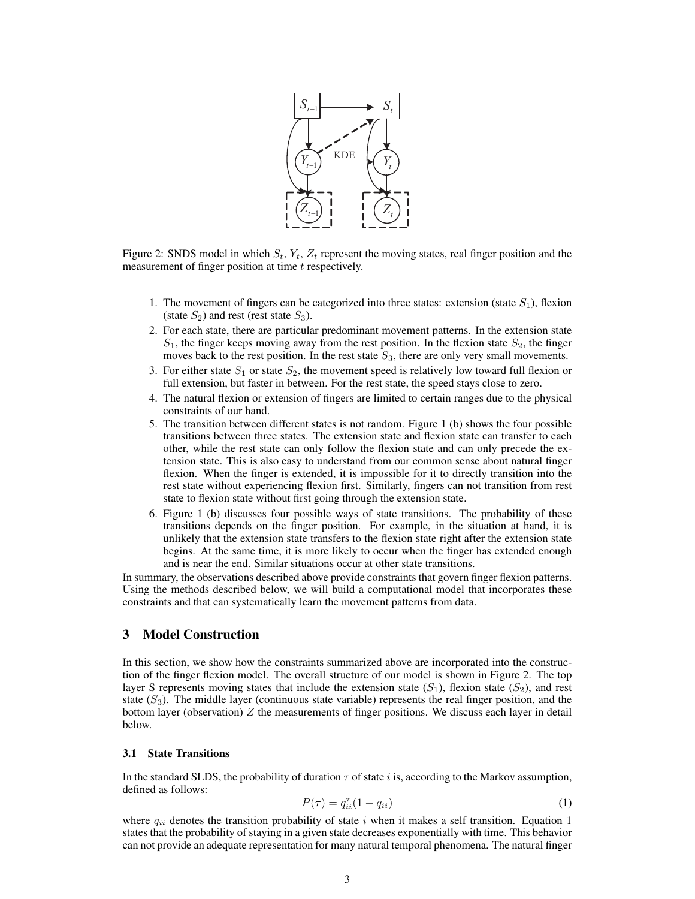Figure 2: SNDS model in which $S_t$, $Y_t$, $Z_t$ represent the moving states, real finger position and the measurement of finger position at time $t$ respectively.

1. The movement of fingers can be categorized into three states: extension (state $S_1$), flexion (state $S_2$) and rest (rest state $S_3$).
2. For each state, there are particular predominant movement patterns. In the extension state $S_1$, the finger keeps moving away from the rest position. In the flexion state $S_2$, the finger moves back to the rest position. In the rest state $S_3$, there are only very small movements.
3. For either state $S_1$ or state $S_2$, the movement speed is relatively low toward full flexion or full extension, but faster in between. For the rest state, the speed stays close to zero.
4. The natural flexion or extension of fingers are limited to certain ranges due to the physical constraints of our hand.
5. The transition between different states is not random. Figure 1 (b) shows the four possible transitions between three states. The extension state and flexion state can transfer to each other, while the rest state can only follow the flexion state and can only precede the extension state. This is also easy to understand from our common sense about natural finger flexion. When the finger is extended, it is impossible for it to directly transition into the rest state without experiencing flexion first. Similarly, fingers can not transition from rest state to flexion state without first going through the extension state.
6. Figure 1 (b) discusses four possible ways of state transitions. The probability of these transitions depends on the finger position. For example, in the situation at hand, it is unlikely that the extension state transfers to the flexion state right after the extension state begins. At the same time, it is more likely to occur when the finger has extended enough and is near the end. Similar situations occur at other state transitions.

In summary, the observations described above provide constraints that govern finger flexion patterns. Using the methods described below, we will build a computational model that incorporates these constraints and that can systematically learn the movement patterns from data.

## 3 Model Construction

In this section, we show how the constraints summarized above are incorporated into the construction of the finger flexion model. The overall structure of our model is shown in Figure 2. The top layer S represents moving states that include the extension state ($S_1$), flexion state ($S_2$), and rest state ($S_3$). The middle layer (continuous state variable) represents the real finger position, and the bottom layer (observation) $Z$ the measurements of finger positions. We discuss each layer in detail below.

### 3.1 State Transitions

In the standard SLDS, the probability of duration $\tau$ of state $i$ is, according to the Markov assumption, defined as follows:

$$P(\tau) = q_{ii}^{\tau}(1 - q_{ii}) \tag{1}$$

where $q_{ii}$ denotes the transition probability of state $i$ when it makes a self transition. Equation 1 states that the probability of staying in a given state decreases exponentially with time. This behavior can not provide an adequate representation for many natural temporal phenomena. The natural finger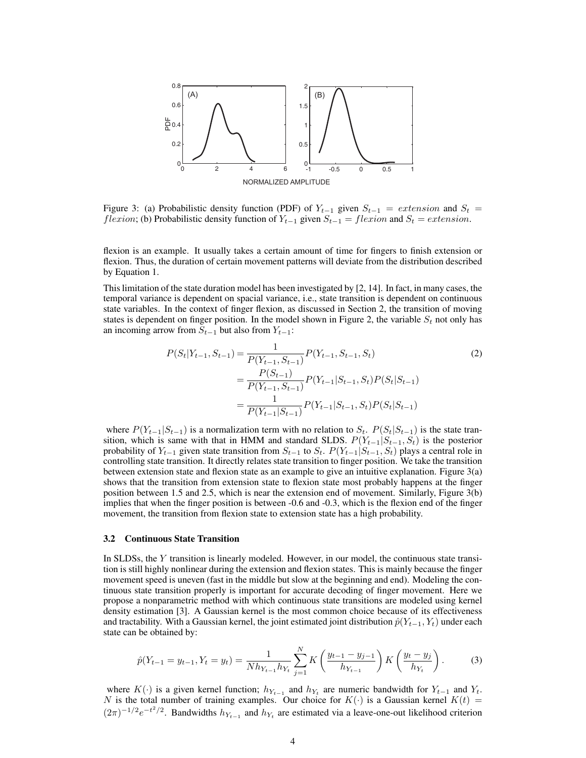Figure 3: (a) Probabilistic density function (PDF) of $Y_{t-1}$ given $S_{t-1} = extension$ and $S_t = flexion$; (b) Probabilistic density function of $Y_{t-1}$ given $S_{t-1} = flexion$ and $S_t = extension$.

flexion is an example. It usually takes a certain amount of time for fingers to finish extension or flexion. Thus, the duration of certain movement patterns will deviate from the distribution described by Equation 1.

This limitation of the state duration model has been investigated by [2, 14]. In fact, in many cases, the temporal variance is dependent on spacial variance, i.e., state transition is dependent on continuous state variables. In the context of finger flexion, as discussed in Section 2, the transition of moving states is dependent on finger position. In the model shown in Figure 2, the variable $S_t$ not only has an incoming arrow from $S_{t-1}$ but also from $Y_{t-1}$:

$$
\begin{aligned}
P(S_t|Y_{t-1}, S_{t-1}) &= \frac{1}{P(Y_{t-1}, S_{t-1})} P(Y_{t-1}, S_{t-1}, S_t) \\
&= \frac{P(S_{t-1})}{P(Y_{t-1}, S_{t-1})} P(Y_{t-1}|S_{t-1}, S_t) P(S_t|S_{t-1}) \\
&= \frac{1}{P(Y_{t-1}|S_{t-1})} P(Y_{t-1}|S_{t-1}, S_t) P(S_t|S_{t-1})
\end{aligned} \tag{2}
$$

where $P(Y_{t-1}|S_{t-1})$ is a normalization term with no relation to $S_t$. $P(S_t|S_{t-1})$ is the state transition, which is same with that in HMM and standard SLDS. $P(Y_{t-1}|S_{t-1}, S_t)$ is the posterior probability of $Y_{t-1}$ given state transition from $S_{t-1}$ to $S_t$. $P(Y_{t-1}|S_{t-1}, S_t)$ plays a central role in controlling state transition. It directly relates state transition to finger position. We take the transition between extension state and flexion state as an example to give an intuitive explanation. Figure 3(a) shows that the transition from extension state to flexion state most probably happens at the finger position between 1.5 and 2.5, which is near the extension end of movement. Similarly, Figure 3(b) implies that when the finger position is between -0.6 and -0.3, which is the flexion end of the finger movement, the transition from flexion state to extension state has a high probability.

### 3.2 Continuous State Transition

In SLDSs, the $Y$ transition is linearly modeled. However, in our model, the continuous state transition is still highly nonlinear during the extension and flexion states. This is mainly because the finger movement speed is uneven (fast in the middle but slow at the beginning and end). Modeling the continuous state transition properly is important for accurate decoding of finger movement. Here we propose a nonparametric method with which continuous state transitions are modeled using kernel density estimation [3]. A Gaussian kernel is the most common choice because of its effectiveness and tractability. With a Gaussian kernel, the joint estimated joint distribution $\hat{p}(Y_{t-1}, Y_t)$ under each state can be obtained by:

$$
\hat{p}(Y_{t-1} = y_{t-1}, Y_t = y_t) = \frac{1}{N h_{Y_{t-1}} h_{Y_t}} \sum_{j=1}^{N} K\left(\frac{y_{t-1} - y_{j-1}}{h_{Y_{t-1}}}\right) K\left(\frac{y_t - y_j}{h_{Y_t}}\right). \tag{3}
$$

where $K(\cdot)$ is a given kernel function; $h_{Y_{t-1}}$ and $h_{Y_t}$ are numeric bandwidth for $Y_{t-1}$ and $Y_t$. $N$ is the total number of training examples. Our choice for $K(\cdot)$ is a Gaussian kernel $K(t) = (2\pi)^{-1/2} e^{-t^2/2}$. Bandwidths $h_{Y_{t-1}}$ and $h_{Y_t}$ are estimated via a leave-one-out likelihood criterion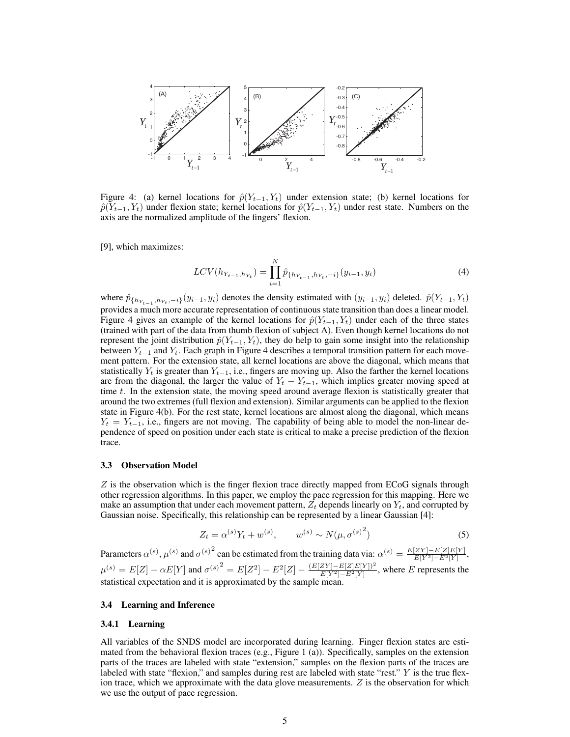Figure 4: (a) kernel locations for $\hat{p}(Y_{t-1}, Y_t)$ under extension state; (b) kernel locations for $\hat{p}(Y_{t-1}, Y_t)$ under flexion state; kernel locations for $\hat{p}(Y_{t-1}, Y_t)$ under rest state. Numbers on the axis are the normalized amplitude of the fingers' flexion.

[9], which maximizes:

$$LCV(h_{Y_{t-1}, h_{Y_t}}) = \prod_{i=1}^{N} \hat{p}_{\{h_{Y_{t-1}}, h_{Y_t}, -i\}}(y_{i-1}, y_i) \tag{4}$$

where $\hat{p}_{\{h_{Y_{t-1}}, h_{Y_t}, -i\}}(y_{i-1}, y_i)$ denotes the density estimated with $(y_{i-1}, y_i)$ deleted. $\hat{p}(Y_{t-1}, Y_t)$ provides a much more accurate representation of continuous state transition than does a linear model. Figure 4 gives an example of the kernel locations for $\hat{p}(Y_{t-1}, Y_t)$ under each of the three states (trained with part of the data from thumb flexion of subject A). Even though kernel locations do not represent the joint distribution $\hat{p}(Y_{t-1}, Y_t)$, they do help to gain some insight into the relationship between $Y_{t-1}$ and $Y_t$. Each graph in Figure 4 describes a temporal transition pattern for each movement pattern. For the extension state, all kernel locations are above the diagonal, which means that statistically $Y_t$ is greater than $Y_{t-1}$, i.e., fingers are moving up. Also the farther the kernel locations are from the diagonal, the larger the value of $Y_t - Y_{t-1}$, which implies greater moving speed at time $t$. In the extension state, the moving speed around average flexion is statistically greater that around the two extremes (full flexion and extension). Similar arguments can be applied to the flexion state in Figure 4(b). For the rest state, kernel locations are almost along the diagonal, which means $Y_t = Y_{t-1}$, i.e., fingers are not moving. The capability of being able to model the non-linear dependence of speed on position under each state is critical to make a precise prediction of the flexion trace.

### 3.3 Observation Model

$Z$ is the observation which is the finger flexion trace directly mapped from ECoG signals through other regression algorithms. In this paper, we employ the pace regression for this mapping. Here we make an assumption that under each movement pattern, $Z_t$ depends linearly on $Y_t$, and corrupted by Gaussian noise. Specifically, this relationship can be represented by a linear Gaussian [4]:

$$Z_t = \alpha^{(s)} Y_t + w^{(s)}, \qquad w^{(s)} \sim N(\mu, {\sigma^{(s)}}^2) \tag{5}$$

Parameters $\alpha^{(s)}$, $\mu^{(s)}$ and ${\sigma^{(s)}}^2$ can be estimated from the training data via: $\alpha^{(s)} = \frac{E[ZY] - E[Z]E[Y]}{E[Y^2] - E^2[Y]}$, $\mu^{(s)} = E[Z] - \alpha E[Y]$ and ${\sigma^{(s)}}^2 = E[Z^2] - E^2[Z] - \frac{(E[ZY] - E[Z]E[Y])^2}{E[Y^2] - E^2[Y]}$, where $E$ represents the statistical expectation and it is approximated by the sample mean.

### 3.4 Learning and Inference

#### 3.4.1 Learning

All variables of the SNDS model are incorporated during learning. Finger flexion states are estimated from the behavioral flexion traces (e.g., Figure 1 (a)). Specifically, samples on the extension parts of the traces are labeled with state "extension," samples on the flexion parts of the traces are labeled with state "flexion," and samples during rest are labeled with state "rest." $Y$ is the true flexion trace, which we approximate with the data glove measurements. $Z$ is the observation for which we use the output of pace regression.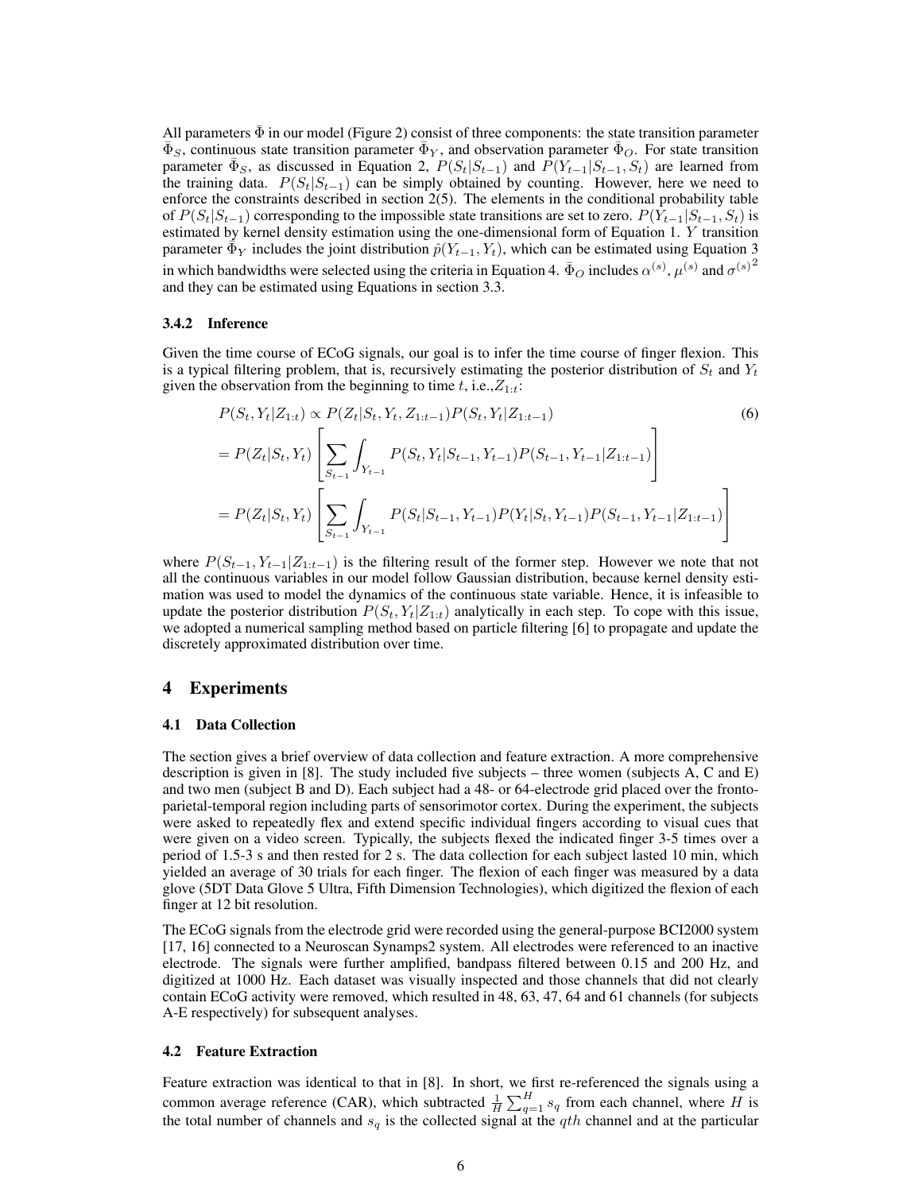All parameters $\bar{\Phi}$ in our model (Figure 2) consist of three components: the state transition parameter $\bar{\Phi}_S$, continuous state transition parameter $\bar{\Phi}_Y$, and observation parameter $\bar{\Phi}_O$. For state transition parameter $\bar{\Phi}_S$, as discussed in Equation 2, $P(S_t|S_{t-1})$ and $P(Y_{t-1}|S_{t-1}, S_t)$ are learned from the training data. $P(S_t|S_{t-1})$ can be simply obtained by counting. However, here we need to enforce the constraints described in section 2(5). The elements in the conditional probability table of $P(S_t|S_{t-1})$ corresponding to the impossible state transitions are set to zero. $P(Y_{t-1}|S_{t-1}, S_t)$ is estimated by kernel density estimation using the one-dimensional form of Equation 1. $Y$ transition parameter $\bar{\Phi}_Y$ includes the joint distribution $\hat{p}(Y_{t-1}, Y_t)$, which can be estimated using Equation 3 in which bandwidths were selected using the criteria in Equation 4. $\bar{\Phi}_O$ includes $\alpha^{(s)}$, $\mu^{(s)}$ and ${\sigma^{(s)}}^2$ and they can be estimated using Equations in section 3.3.

#### 3.4.2 Inference

Given the time course of ECoG signals, our goal is to infer the time course of finger flexion. This is a typical filtering problem, that is, recursively estimating the posterior distribution of $S_t$ and $Y_t$ given the observation from the beginning to time $t$, i.e.,$Z_{1:t}$:

$$
\begin{aligned}
&P(S_t, Y_t|Z_{1:t}) \propto P(Z_t|S_t, Y_t, Z_{1:t-1})P(S_t, Y_t|Z_{1:t-1}) \qquad (6)\\
&= P(Z_t|S_t, Y_t)\left[\sum_{S_{t-1}}\int_{Y_{t-1}} P(S_t, Y_t|S_{t-1}, Y_{t-1})P(S_{t-1}, Y_{t-1}|Z_{1:t-1})\right]\\
&= P(Z_t|S_t, Y_t)\left[\sum_{S_{t-1}}\int_{Y_{t-1}} P(S_t|S_{t-1}, Y_{t-1})P(Y_t|S_t, Y_{t-1})P(S_{t-1}, Y_{t-1}|Z_{1:t-1})\right]
\end{aligned}
$$

where $P(S_{t-1}, Y_{t-1}|Z_{1:t-1})$ is the filtering result of the former step. However we note that not all the continuous variables in our model follow Gaussian distribution, because kernel density estimation was used to model the dynamics of the continuous state variable. Hence, it is infeasible to update the posterior distribution $P(S_t, Y_t|Z_{1:t})$ analytically in each step. To cope with this issue, we adopted a numerical sampling method based on particle filtering [6] to propagate and update the discretely approximated distribution over time.

## 4 Experiments

### 4.1 Data Collection

The section gives a brief overview of data collection and feature extraction. A more comprehensive description is given in [8]. The study included five subjects – three women (subjects A, C and E) and two men (subject B and D). Each subject had a 48- or 64-electrode grid placed over the fronto-parietal-temporal region including parts of sensorimotor cortex. During the experiment, the subjects were asked to repeatedly flex and extend specific individual fingers according to visual cues that were given on a video screen. Typically, the subjects flexed the indicated finger 3-5 times over a period of 1.5-3 s and then rested for 2 s. The data collection for each subject lasted 10 min, which yielded an average of 30 trials for each finger. The flexion of each finger was measured by a data glove (5DT Data Glove 5 Ultra, Fifth Dimension Technologies), which digitized the flexion of each finger at 12 bit resolution.

The ECoG signals from the electrode grid were recorded using the general-purpose BCI2000 system [17, 16] connected to a Neuroscan Synamps2 system. All electrodes were referenced to an inactive electrode. The signals were further amplified, bandpass filtered between 0.15 and 200 Hz, and digitized at 1000 Hz. Each dataset was visually inspected and those channels that did not clearly contain ECoG activity were removed, which resulted in 48, 63, 47, 64 and 61 channels (for subjects A-E respectively) for subsequent analyses.

### 4.2 Feature Extraction

Feature extraction was identical to that in [8]. In short, we first re-referenced the signals using a common average reference (CAR), which subtracted $\frac{1}{H}\sum_{q=1}^{H} s_q$ from each channel, where $H$ is the total number of channels and $s_q$ is the collected signal at the $q$th channel and at the particular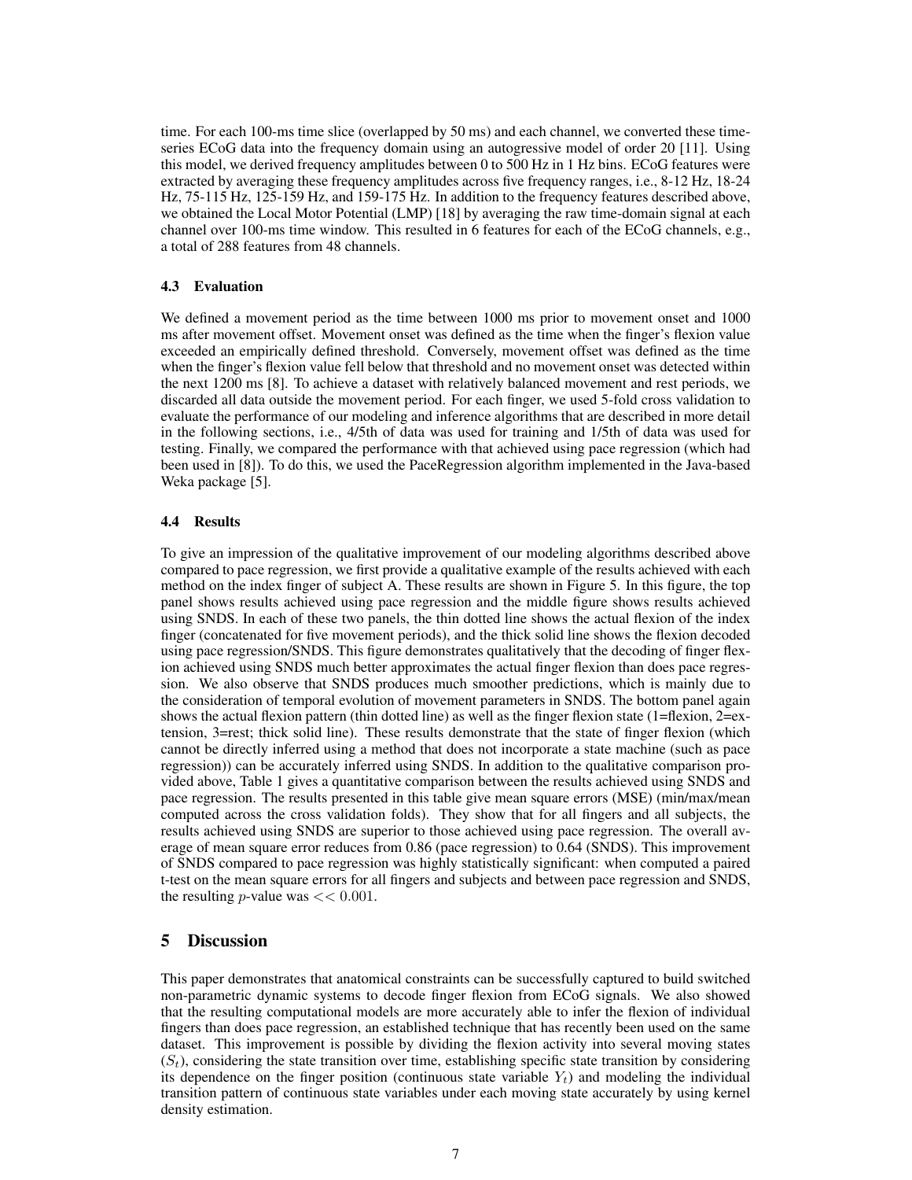time. For each 100-ms time slice (overlapped by 50 ms) and each channel, we converted these time-series ECoG data into the frequency domain using an autogressive model of order 20 [11]. Using this model, we derived frequency amplitudes between 0 to 500 Hz in 1 Hz bins. ECoG features were extracted by averaging these frequency amplitudes across five frequency ranges, i.e., 8-12 Hz, 18-24 Hz, 75-115 Hz, 125-159 Hz, and 159-175 Hz. In addition to the frequency features described above, we obtained the Local Motor Potential (LMP) [18] by averaging the raw time-domain signal at each channel over 100-ms time window. This resulted in 6 features for each of the ECoG channels, e.g., a total of 288 features from 48 channels.

### 4.3 Evaluation

We defined a movement period as the time between 1000 ms prior to movement onset and 1000 ms after movement offset. Movement onset was defined as the time when the finger's flexion value exceeded an empirically defined threshold. Conversely, movement offset was defined as the time when the finger's flexion value fell below that threshold and no movement onset was detected within the next 1200 ms [8]. To achieve a dataset with relatively balanced movement and rest periods, we discarded all data outside the movement period. For each finger, we used 5-fold cross validation to evaluate the performance of our modeling and inference algorithms that are described in more detail in the following sections, i.e., 4/5th of data was used for training and 1/5th of data was used for testing. Finally, we compared the performance with that achieved using pace regression (which had been used in [8]). To do this, we used the PaceRegression algorithm implemented in the Java-based Weka package [5].

### 4.4 Results

To give an impression of the qualitative improvement of our modeling algorithms described above compared to pace regression, we first provide a qualitative example of the results achieved with each method on the index finger of subject A. These results are shown in Figure 5. In this figure, the top panel shows results achieved using pace regression and the middle figure shows results achieved using SNDS. In each of these two panels, the thin dotted line shows the actual flexion of the index finger (concatenated for five movement periods), and the thick solid line shows the flexion decoded using pace regression/SNDS. This figure demonstrates qualitatively that the decoding of finger flexion achieved using SNDS much better approximates the actual finger flexion than does pace regression. We also observe that SNDS produces much smoother predictions, which is mainly due to the consideration of temporal evolution of movement parameters in SNDS. The bottom panel again shows the actual flexion pattern (thin dotted line) as well as the finger flexion state (1=flexion, 2=extension, 3=rest; thick solid line). These results demonstrate that the state of finger flexion (which cannot be directly inferred using a method that does not incorporate a state machine (such as pace regression)) can be accurately inferred using SNDS. In addition to the qualitative comparison provided above, Table 1 gives a quantitative comparison between the results achieved using SNDS and pace regression. The results presented in this table give mean square errors (MSE) (min/max/mean computed across the cross validation folds). They show that for all fingers and all subjects, the results achieved using SNDS are superior to those achieved using pace regression. The overall average of mean square error reduces from 0.86 (pace regression) to 0.64 (SNDS). This improvement of SNDS compared to pace regression was highly statistically significant: when computed a paired t-test on the mean square errors for all fingers and subjects and between pace regression and SNDS, the resulting $p$-value was $<< 0.001$.

## 5 Discussion

This paper demonstrates that anatomical constraints can be successfully captured to build switched non-parametric dynamic systems to decode finger flexion from ECoG signals. We also showed that the resulting computational models are more accurately able to infer the flexion of individual fingers than does pace regression, an established technique that has recently been used on the same dataset. This improvement is possible by dividing the flexion activity into several moving states ($S_t$), considering the state transition over time, establishing specific state transition by considering its dependence on the finger position (continuous state variable $Y_t$) and modeling the individual transition pattern of continuous state variables under each moving state accurately by using kernel density estimation.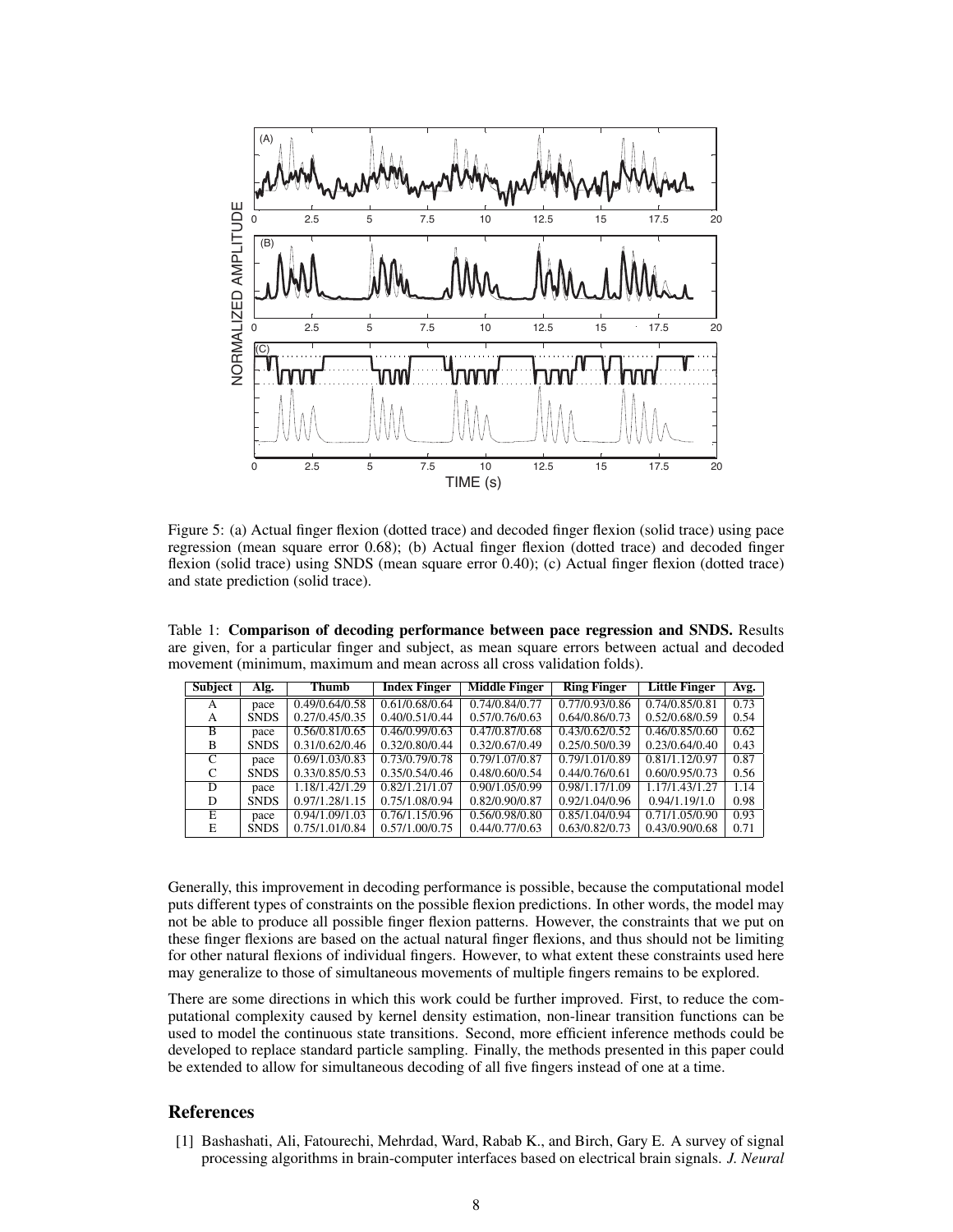Figure 5: (a) Actual finger flexion (dotted trace) and decoded finger flexion (solid trace) using pace regression (mean square error 0.68); (b) Actual finger flexion (dotted trace) and decoded finger flexion (solid trace) using SNDS (mean square error 0.40); (c) Actual finger flexion (dotted trace) and state prediction (solid trace).

Table 1: **Comparison of decoding performance between pace regression and SNDS.** Results are given, for a particular finger and subject, as mean square errors between actual and decoded movement (minimum, maximum and mean across all cross validation folds).

| Subject | Alg. | Thumb | Index Finger | Middle Finger | Ring Finger | Little Finger | Avg. |
|---|---|---|---|---|---|---|---|
| A | pace | 0.49/0.64/0.58 | 0.61/0.68/0.64 | 0.74/0.84/0.77 | 0.77/0.93/0.86 | 0.74/0.85/0.81 | 0.73 |
| A | SNDS | 0.27/0.45/0.35 | 0.40/0.51/0.44 | 0.57/0.76/0.63 | 0.64/0.86/0.73 | 0.52/0.68/0.59 | 0.54 |
| B | pace | 0.56/0.81/0.65 | 0.46/0.99/0.63 | 0.47/0.87/0.68 | 0.43/0.62/0.52 | 0.46/0.85/0.60 | 0.62 |
| B | SNDS | 0.31/0.62/0.46 | 0.32/0.80/0.44 | 0.32/0.67/0.49 | 0.25/0.50/0.39 | 0.23/0.64/0.40 | 0.43 |
| C | pace | 0.69/1.03/0.83 | 0.73/0.79/0.78 | 0.79/1.07/0.87 | 0.79/1.01/0.89 | 0.81/1.12/0.97 | 0.87 |
| C | SNDS | 0.33/0.85/0.53 | 0.35/0.54/0.46 | 0.48/0.60/0.54 | 0.44/0.76/0.61 | 0.60/0.95/0.73 | 0.56 |
| D | pace | 1.18/1.42/1.29 | 0.82/1.21/1.07 | 0.90/1.05/0.99 | 0.98/1.17/1.09 | 1.17/1.43/1.27 | 1.14 |
| D | SNDS | 0.97/1.28/1.15 | 0.75/1.08/0.94 | 0.82/0.90/0.87 | 0.92/1.04/0.96 | 0.94/1.19/1.0 | 0.98 |
| E | pace | 0.94/1.09/1.03 | 0.76/1.15/0.96 | 0.56/0.98/0.80 | 0.85/1.04/0.94 | 0.71/1.05/0.90 | 0.93 |
| E | SNDS | 0.75/1.01/0.84 | 0.57/1.00/0.75 | 0.44/0.77/0.63 | 0.63/0.82/0.73 | 0.43/0.90/0.68 | 0.71 |

Generally, this improvement in decoding performance is possible, because the computational model puts different types of constraints on the possible flexion predictions. In other words, the model may not be able to produce all possible finger flexion patterns. However, the constraints that we put on these finger flexions are based on the actual natural finger flexions, and thus should not be limiting for other natural flexions of individual fingers. However, to what extent these constraints used here may generalize to those of simultaneous movements of multiple fingers remains to be explored.

There are some directions in which this work could be further improved. First, to reduce the computational complexity caused by kernel density estimation, non-linear transition functions can be used to model the continuous state transitions. Second, more efficient inference methods could be developed to replace standard particle sampling. Finally, the methods presented in this paper could be extended to allow for simultaneous decoding of all five fingers instead of one at a time.

## References

[1] Bashashati, Ali, Fatourechi, Mehrdad, Ward, Rabab K., and Birch, Gary E. A survey of signal processing algorithms in brain-computer interfaces based on electrical brain signals. *J. Neural*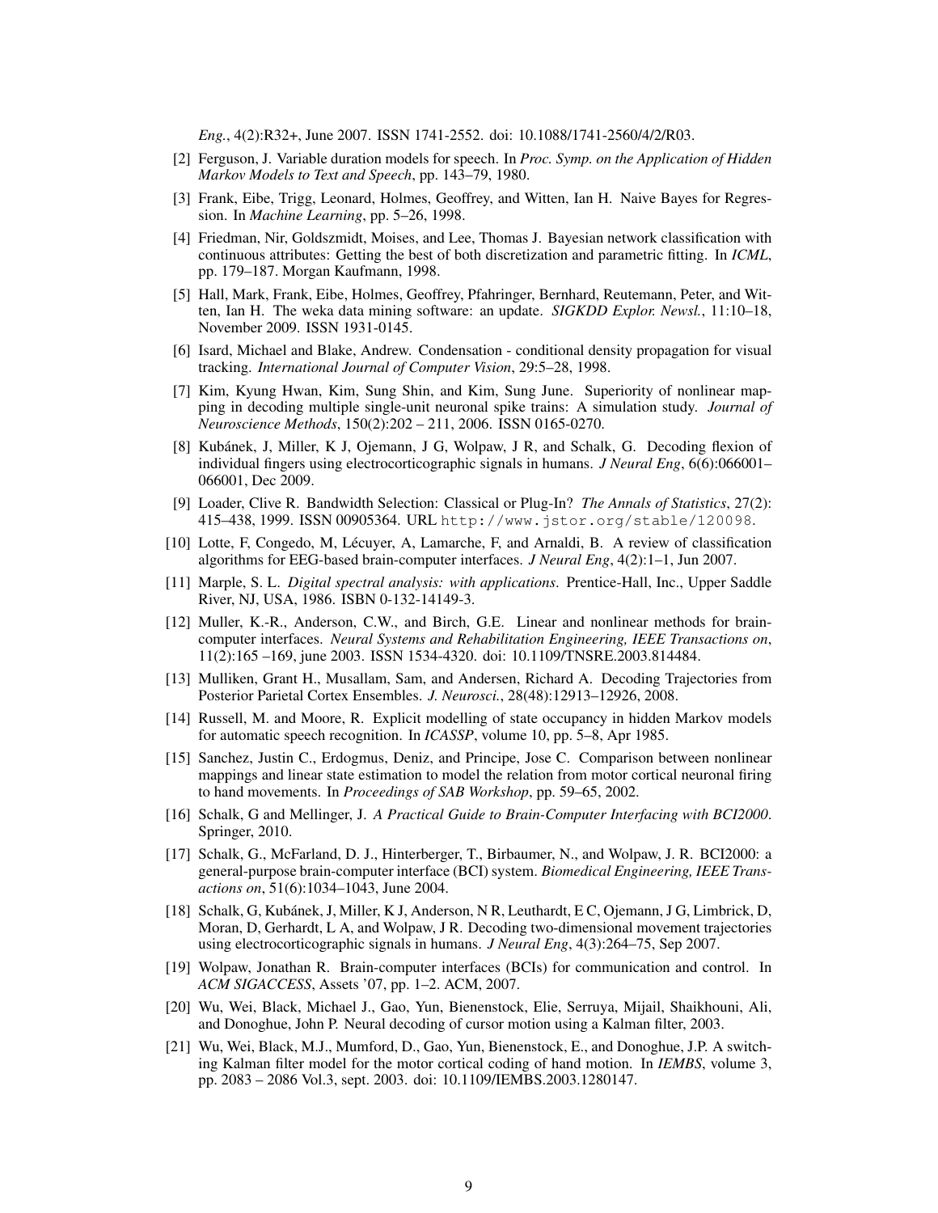*Eng.*, 4(2):R32+, June 2007. ISSN 1741-2552. doi: 10.1088/1741-2560/4/2/R03.

[2] Ferguson, J. Variable duration models for speech. In *Proc. Symp. on the Application of Hidden Markov Models to Text and Speech*, pp. 143–79, 1980.

[3] Frank, Eibe, Trigg, Leonard, Holmes, Geoffrey, and Witten, Ian H. Naive Bayes for Regression. In *Machine Learning*, pp. 5–26, 1998.

[4] Friedman, Nir, Goldszmidt, Moises, and Lee, Thomas J. Bayesian network classification with continuous attributes: Getting the best of both discretization and parametric fitting. In *ICML*, pp. 179–187. Morgan Kaufmann, 1998.

[5] Hall, Mark, Frank, Eibe, Holmes, Geoffrey, Pfahringer, Bernhard, Reutemann, Peter, and Witten, Ian H. The weka data mining software: an update. *SIGKDD Explor. Newsl.*, 11:10–18, November 2009. ISSN 1931-0145.

[6] Isard, Michael and Blake, Andrew. Condensation - conditional density propagation for visual tracking. *International Journal of Computer Vision*, 29:5–28, 1998.

[7] Kim, Kyung Hwan, Kim, Sung Shin, and Kim, Sung June. Superiority of nonlinear mapping in decoding multiple single-unit neuronal spike trains: A simulation study. *Journal of Neuroscience Methods*, 150(2):202 – 211, 2006. ISSN 0165-0270.

[8] Kubánek, J, Miller, K J, Ojemann, J G, Wolpaw, J R, and Schalk, G. Decoding flexion of individual fingers using electrocorticographic signals in humans. *J Neural Eng*, 6(6):066001–066001, Dec 2009.

[9] Loader, Clive R. Bandwidth Selection: Classical or Plug-In? *The Annals of Statistics*, 27(2): 415–438, 1999. ISSN 00905364. URL `http://www.jstor.org/stable/120098`.

[10] Lotte, F, Congedo, M, Lécuyer, A, Lamarche, F, and Arnaldi, B. A review of classification algorithms for EEG-based brain-computer interfaces. *J Neural Eng*, 4(2):1–1, Jun 2007.

[11] Marple, S. L. *Digital spectral analysis: with applications*. Prentice-Hall, Inc., Upper Saddle River, NJ, USA, 1986. ISBN 0-132-14149-3.

[12] Muller, K.-R., Anderson, C.W., and Birch, G.E. Linear and nonlinear methods for brain-computer interfaces. *Neural Systems and Rehabilitation Engineering, IEEE Transactions on*, 11(2):165 –169, june 2003. ISSN 1534-4320. doi: 10.1109/TNSRE.2003.814484.

[13] Mulliken, Grant H., Musallam, Sam, and Andersen, Richard A. Decoding Trajectories from Posterior Parietal Cortex Ensembles. *J. Neurosci.*, 28(48):12913–12926, 2008.

[14] Russell, M. and Moore, R. Explicit modelling of state occupancy in hidden Markov models for automatic speech recognition. In *ICASSP*, volume 10, pp. 5–8, Apr 1985.

[15] Sanchez, Justin C., Erdogmus, Deniz, and Principe, Jose C. Comparison between nonlinear mappings and linear state estimation to model the relation from motor cortical neuronal firing to hand movements. In *Proceedings of SAB Workshop*, pp. 59–65, 2002.

[16] Schalk, G and Mellinger, J. *A Practical Guide to Brain-Computer Interfacing with BCI2000*. Springer, 2010.

[17] Schalk, G., McFarland, D. J., Hinterberger, T., Birbaumer, N., and Wolpaw, J. R. BCI2000: a general-purpose brain-computer interface (BCI) system. *Biomedical Engineering, IEEE Transactions on*, 51(6):1034–1043, June 2004.

[18] Schalk, G, Kubánek, J, Miller, K J, Anderson, N R, Leuthardt, E C, Ojemann, J G, Limbrick, D, Moran, D, Gerhardt, L A, and Wolpaw, J R. Decoding two-dimensional movement trajectories using electrocorticographic signals in humans. *J Neural Eng*, 4(3):264–75, Sep 2007.

[19] Wolpaw, Jonathan R. Brain-computer interfaces (BCIs) for communication and control. In *ACM SIGACCESS*, Assets '07, pp. 1–2. ACM, 2007.

[20] Wu, Wei, Black, Michael J., Gao, Yun, Bienenstock, Elie, Serruya, Mijail, Shaikhouni, Ali, and Donoghue, John P. Neural decoding of cursor motion using a Kalman filter, 2003.

[21] Wu, Wei, Black, M.J., Mumford, D., Gao, Yun, Bienenstock, E., and Donoghue, J.P. A switching Kalman filter model for the motor cortical coding of hand motion. In *IEMBS*, volume 3, pp. 2083 – 2086 Vol.3, sept. 2003. doi: 10.1109/IEMBS.2003.1280147.